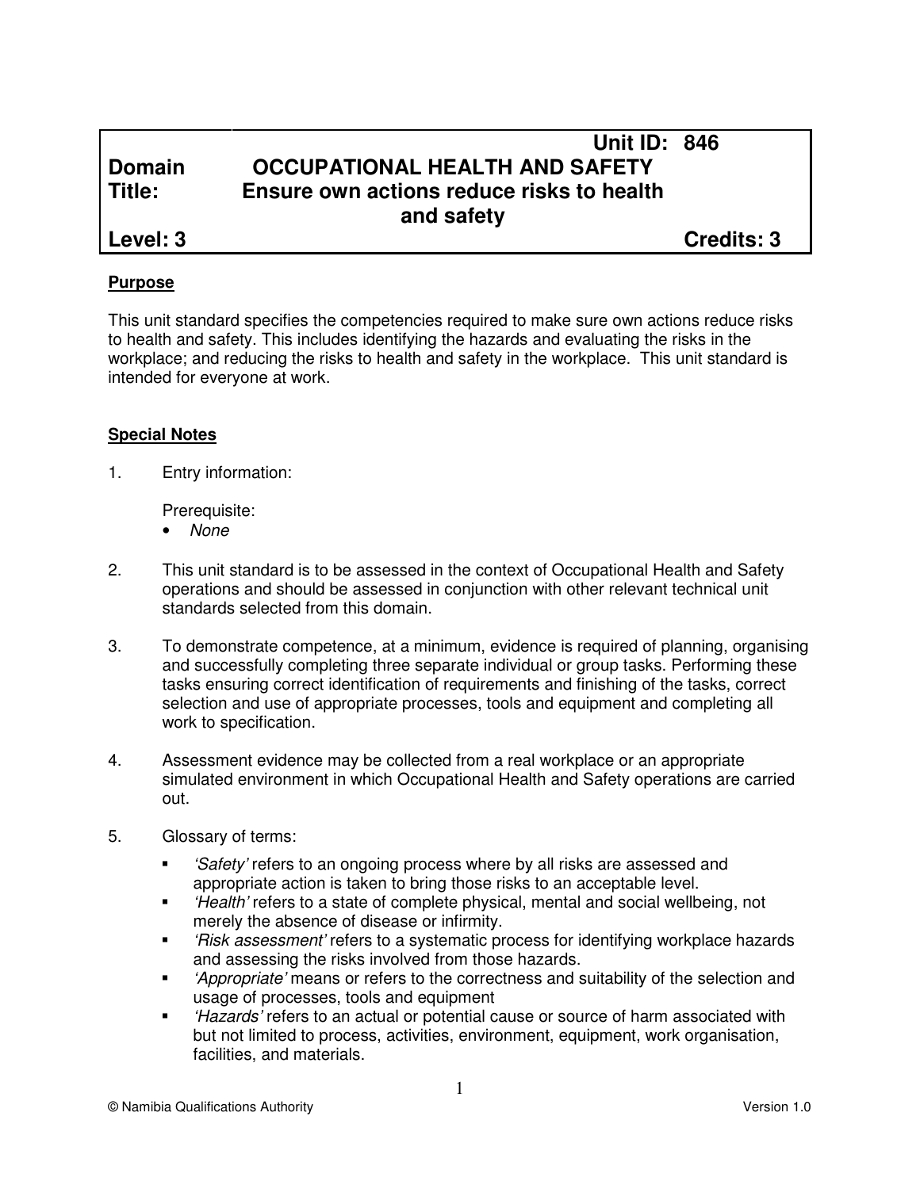| | Unit ID: 846 |
|---|---|
| **Domain** | **OCCUPATIONAL HEALTH AND SAFETY** |
| **Title:** | **Ensure own actions reduce risks to health and safety** |
| **Level: 3** | **Credits: 3** |

## Purpose

This unit standard specifies the competencies required to make sure own actions reduce risks to health and safety. This includes identifying the hazards and evaluating the risks in the workplace; and reducing the risks to health and safety in the workplace. This unit standard is intended for everyone at work.

## Special Notes

1. Entry information:

   Prerequisite:
   - *None*

2. This unit standard is to be assessed in the context of Occupational Health and Safety operations and should be assessed in conjunction with other relevant technical unit standards selected from this domain.

3. To demonstrate competence, at a minimum, evidence is required of planning, organising and successfully completing three separate individual or group tasks. Performing these tasks ensuring correct identification of requirements and finishing of the tasks, correct selection and use of appropriate processes, tools and equipment and completing all work to specification.

4. Assessment evidence may be collected from a real workplace or an appropriate simulated environment in which Occupational Health and Safety operations are carried out.

5. Glossary of terms:
   - *'Safety'* refers to an ongoing process where by all risks are assessed and appropriate action is taken to bring those risks to an acceptable level.
   - *'Health'* refers to a state of complete physical, mental and social wellbeing, not merely the absence of disease or infirmity.
   - *'Risk assessment'* refers to a systematic process for identifying workplace hazards and assessing the risks involved from those hazards.
   - *'Appropriate'* means or refers to the correctness and suitability of the selection and usage of processes, tools and equipment
   - *'Hazards'* refers to an actual or potential cause or source of harm associated with but not limited to process, activities, environment, equipment, work organisation, facilities, and materials.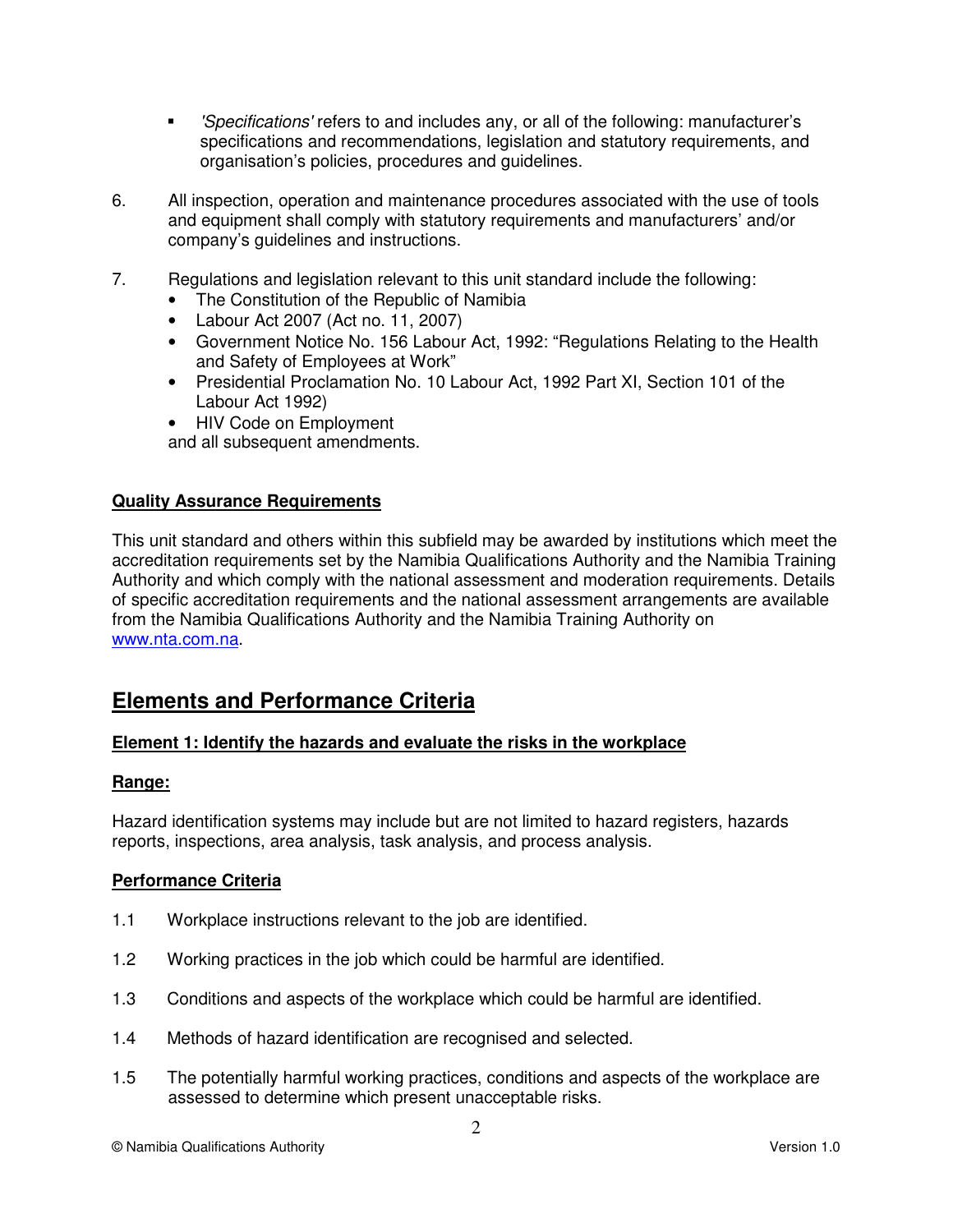- *'Specifications'* refers to and includes any, or all of the following: manufacturer's specifications and recommendations, legislation and statutory requirements, and organisation's policies, procedures and guidelines.

6. All inspection, operation and maintenance procedures associated with the use of tools and equipment shall comply with statutory requirements and manufacturers' and/or company's guidelines and instructions.

7. Regulations and legislation relevant to this unit standard include the following:
   - The Constitution of the Republic of Namibia
   - Labour Act 2007 (Act no. 11, 2007)
   - Government Notice No. 156 Labour Act, 1992: "Regulations Relating to the Health and Safety of Employees at Work"
   - Presidential Proclamation No. 10 Labour Act, 1992 Part XI, Section 101 of the Labour Act 1992)
   - HIV Code on Employment

   and all subsequent amendments.

**Quality Assurance Requirements**

This unit standard and others within this subfield may be awarded by institutions which meet the accreditation requirements set by the Namibia Qualifications Authority and the Namibia Training Authority and which comply with the national assessment and moderation requirements. Details of specific accreditation requirements and the national assessment arrangements are available from the Namibia Qualifications Authority and the Namibia Training Authority on www.nta.com.na.

## Elements and Performance Criteria

### Element 1: Identify the hazards and evaluate the risks in the workplace

**Range:**

Hazard identification systems may include but are not limited to hazard registers, hazards reports, inspections, area analysis, task analysis, and process analysis.

**Performance Criteria**

1.1 Workplace instructions relevant to the job are identified.

1.2 Working practices in the job which could be harmful are identified.

1.3 Conditions and aspects of the workplace which could be harmful are identified.

1.4 Methods of hazard identification are recognised and selected.

1.5 The potentially harmful working practices, conditions and aspects of the workplace are assessed to determine which present unacceptable risks.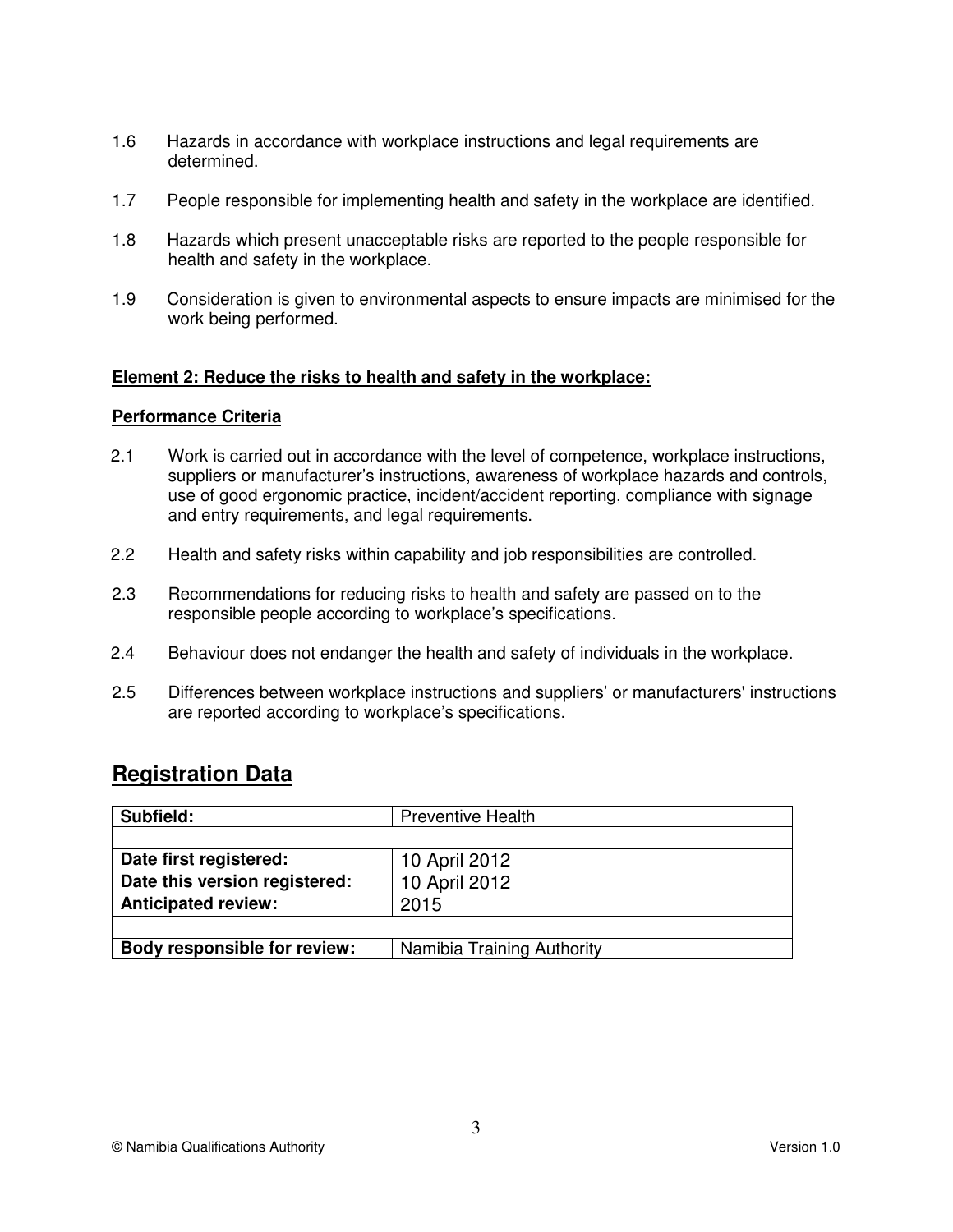1.6 Hazards in accordance with workplace instructions and legal requirements are determined.

1.7 People responsible for implementing health and safety in the workplace are identified.

1.8 Hazards which present unacceptable risks are reported to the people responsible for health and safety in the workplace.

1.9 Consideration is given to environmental aspects to ensure impacts are minimised for the work being performed.

**Element 2: Reduce the risks to health and safety in the workplace:**

**Performance Criteria**

2.1 Work is carried out in accordance with the level of competence, workplace instructions, suppliers or manufacturer's instructions, awareness of workplace hazards and controls, use of good ergonomic practice, incident/accident reporting, compliance with signage and entry requirements, and legal requirements.

2.2 Health and safety risks within capability and job responsibilities are controlled.

2.3 Recommendations for reducing risks to health and safety are passed on to the responsible people according to workplace's specifications.

2.4 Behaviour does not endanger the health and safety of individuals in the workplace.

2.5 Differences between workplace instructions and suppliers' or manufacturers' instructions are reported according to workplace's specifications.

## Registration Data

| | |
|---|---|
| **Subfield:** | Preventive Health |
| | |
| **Date first registered:** | 10 April 2012 |
| **Date this version registered:** | 10 April 2012 |
| **Anticipated review:** | 2015 |
| | |
| **Body responsible for review:** | Namibia Training Authority |